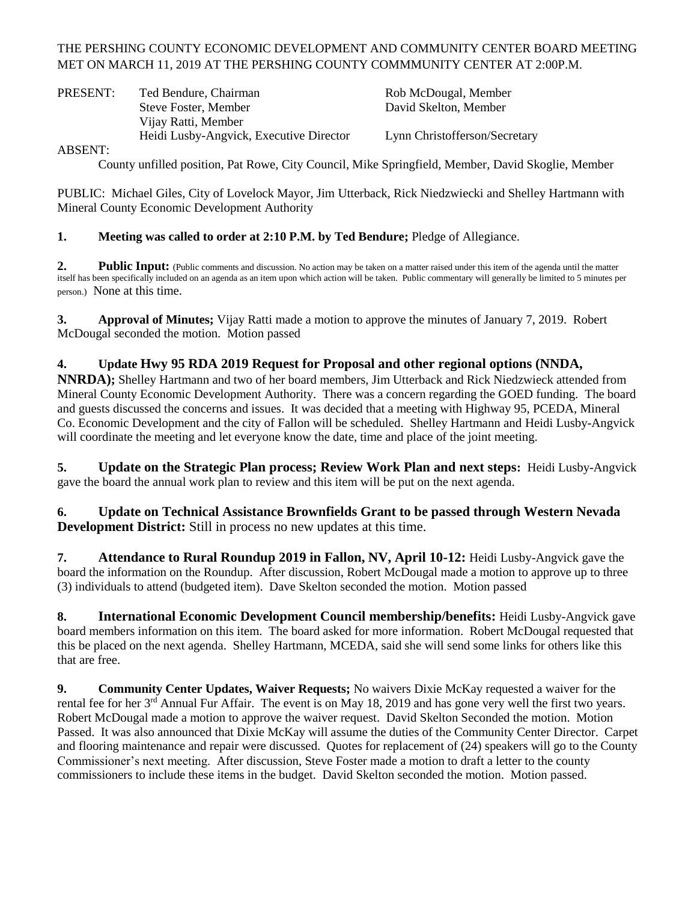THE PERSHING COUNTY ECONOMIC DEVELOPMENT AND COMMUNITY CENTER BOARD MEETING MET ON MARCH 11, 2019 AT THE PERSHING COUNTY COMMMUNITY CENTER AT 2:00P.M.

| PRESENT: | Ted Bendure, Chairman | Rob McDougal, Member |
|---|---|---|
| | Steve Foster, Member | David Skelton, Member |
| | Vijay Ratti, Member | |
| | Heidi Lusby-Angvick, Executive Director | Lynn Christofferson/Secretary |

ABSENT:

County unfilled position, Pat Rowe, City Council, Mike Springfield, Member, David Skoglie, Member

PUBLIC: Michael Giles, City of Lovelock Mayor, Jim Utterback, Rick Niedzwiecki and Shelley Hartmann with Mineral County Economic Development Authority

**1. Meeting was called to order at 2:10 P.M. by Ted Bendure;** Pledge of Allegiance.

**2. Public Input:** (Public comments and discussion. No action may be taken on a matter raised under this item of the agenda until the matter itself has been specifically included on an agenda as an item upon which action will be taken. Public commentary will generally be limited to 5 minutes per person.) None at this time.

**3. Approval of Minutes;** Vijay Ratti made a motion to approve the minutes of January 7, 2019. Robert McDougal seconded the motion. Motion passed

**4. Update Hwy 95 RDA 2019 Request for Proposal and other regional options (NNDA, NNRDA);** Shelley Hartmann and two of her board members, Jim Utterback and Rick Niedzwieck attended from Mineral County Economic Development Authority. There was a concern regarding the GOED funding. The board and guests discussed the concerns and issues. It was decided that a meeting with Highway 95, PCEDA, Mineral Co. Economic Development and the city of Fallon will be scheduled. Shelley Hartmann and Heidi Lusby-Angvick will coordinate the meeting and let everyone know the date, time and place of the joint meeting.

**5. Update on the Strategic Plan process; Review Work Plan and next steps:** Heidi Lusby-Angvick gave the board the annual work plan to review and this item will be put on the next agenda.

**6. Update on Technical Assistance Brownfields Grant to be passed through Western Nevada Development District:** Still in process no new updates at this time.

**7. Attendance to Rural Roundup 2019 in Fallon, NV, April 10-12:** Heidi Lusby-Angvick gave the board the information on the Roundup. After discussion, Robert McDougal made a motion to approve up to three (3) individuals to attend (budgeted item). Dave Skelton seconded the motion. Motion passed

**8. International Economic Development Council membership/benefits:** Heidi Lusby-Angvick gave board members information on this item. The board asked for more information. Robert McDougal requested that this be placed on the next agenda. Shelley Hartmann, MCEDA, said she will send some links for others like this that are free.

**9. Community Center Updates, Waiver Requests;** No waivers Dixie McKay requested a waiver for the rental fee for her 3rd Annual Fur Affair. The event is on May 18, 2019 and has gone very well the first two years. Robert McDougal made a motion to approve the waiver request. David Skelton Seconded the motion. Motion Passed. It was also announced that Dixie McKay will assume the duties of the Community Center Director. Carpet and flooring maintenance and repair were discussed. Quotes for replacement of (24) speakers will go to the County Commissioner's next meeting. After discussion, Steve Foster made a motion to draft a letter to the county commissioners to include these items in the budget. David Skelton seconded the motion. Motion passed.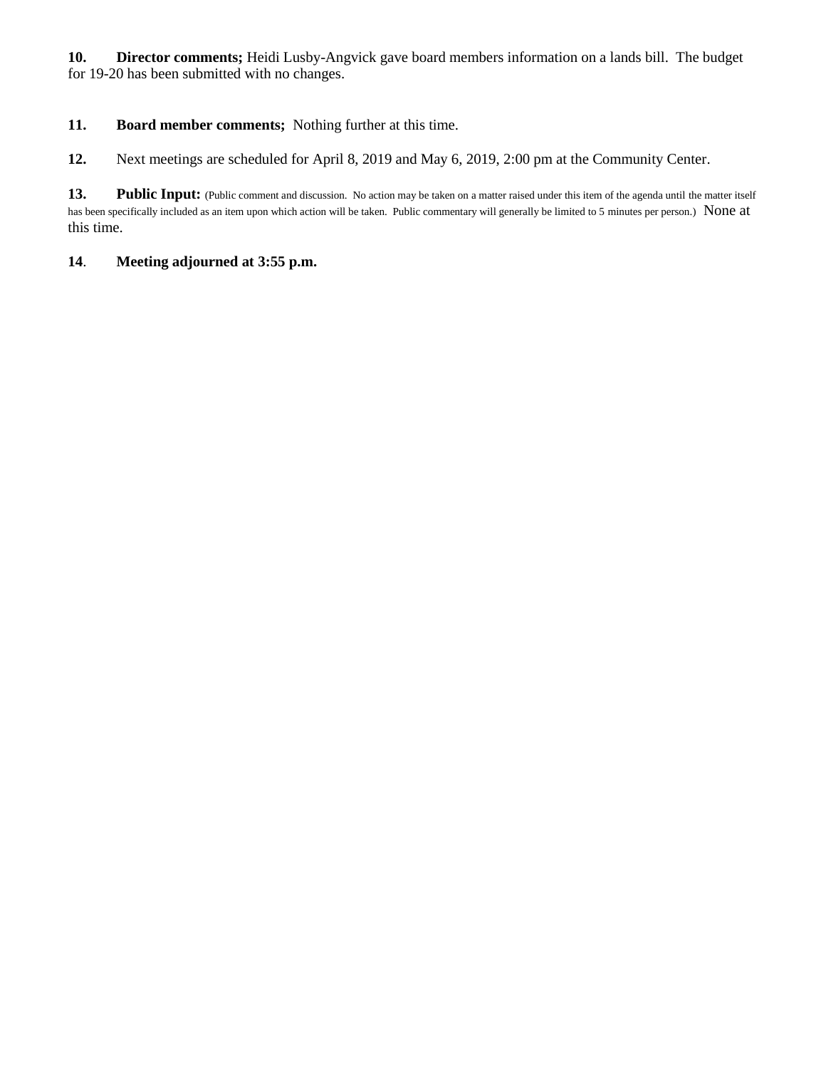**10.** **Director comments;** Heidi Lusby-Angvick gave board members information on a lands bill. The budget for 19-20 has been submitted with no changes.

**11.** **Board member comments;** Nothing further at this time.

**12.** Next meetings are scheduled for April 8, 2019 and May 6, 2019, 2:00 pm at the Community Center.

**13.** **Public Input:** (Public comment and discussion. No action may be taken on a matter raised under this item of the agenda until the matter itself has been specifically included as an item upon which action will be taken. Public commentary will generally be limited to 5 minutes per person.) None at this time.

**14**. **Meeting adjourned at 3:55 p.m.**